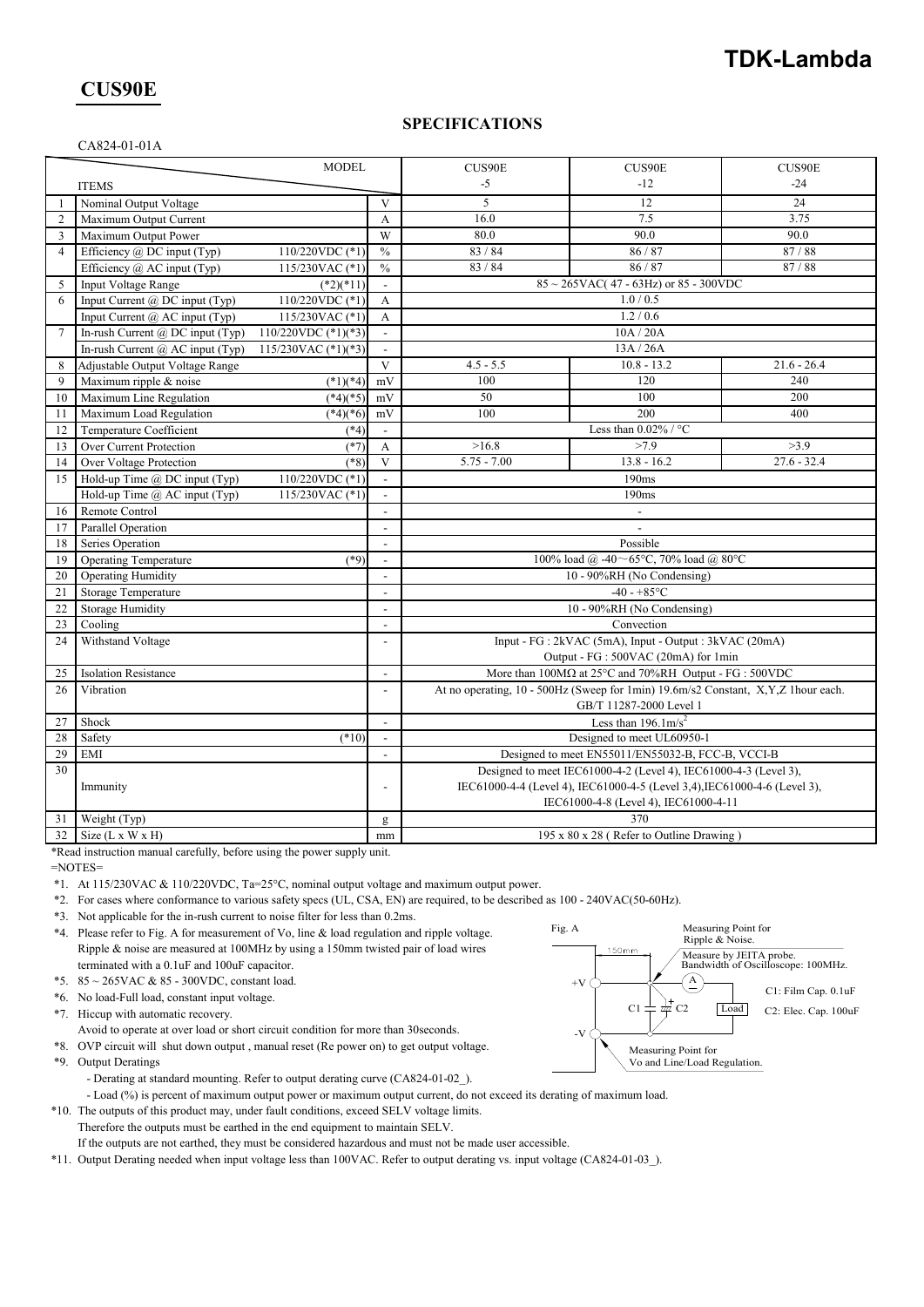**TDK-Lambda**

# CUS90E

## SPECIFICATIONS

CA824-01-01A

| | ITEMS / MODEL | | | CUS90E -5 | CUS90E -12 | CUS90E -24 |
|---|---|---|---|---|---|---|
| 1 | Nominal Output Voltage | | V | 5 | 12 | 24 |
| 2 | Maximum Output Current | | A | 16.0 | 7.5 | 3.75 |
| 3 | Maximum Output Power | | W | 80.0 | 90.0 | 90.0 |
| 4 | Efficiency @ DC input (Typ) | 110/220VDC (*1) | % | 83 / 84 | 86 / 87 | 87 / 88 |
| | Efficiency @ AC input (Typ) | 115/230VAC (*1) | % | 83 / 84 | 86 / 87 | 87 / 88 |
| 5 | Input Voltage Range | (*2)(*11) | - | 85 ~ 265VAC( 47 - 63Hz) or 85 - 300VDC | | |
| 6 | Input Current @ DC input (Typ) | 110/220VDC (*1) | A | 1.0 / 0.5 | | |
| | Input Current @ AC input (Typ) | 115/230VAC (*1) | A | 1.2 / 0.6 | | |
| 7 | In-rush Current @ DC input (Typ) | 110/220VDC (*1)(*3) | - | 10A / 20A | | |
| | In-rush Current @ AC input (Typ) | 115/230VAC (*1)(*3) | - | 13A / 26A | | |
| 8 | Adjustable Output Voltage Range | | V | 4.5 - 5.5 | 10.8 - 13.2 | 21.6 - 26.4 |
| 9 | Maximum ripple & noise | (*1)(*4) | mV | 100 | 120 | 240 |
| 10 | Maximum Line Regulation | (*4)(*5) | mV | 50 | 100 | 200 |
| 11 | Maximum Load Regulation | (*4)(*6) | mV | 100 | 200 | 400 |
| 12 | Temperature Coefficient | (*4) | - | Less than 0.02% / °C | | |
| 13 | Over Current Protection | (*7) | A | >16.8 | >7.9 | >3.9 |
| 14 | Over Voltage Protection | (*8) | V | 5.75 - 7.00 | 13.8 - 16.2 | 27.6 - 32.4 |
| 15 | Hold-up Time @ DC input (Typ) | 110/220VDC (*1) | - | 190ms | | |
| | Hold-up Time @ AC input (Typ) | 115/230VAC (*1) | - | 190ms | | |
| 16 | Remote Control | | - | - | | |
| 17 | Parallel Operation | | - | - | | |
| 18 | Series Operation | | - | Possible | | |
| 19 | Operating Temperature | (*9) | - | 100% load @ -40～65°C, 70% load @ 80°C | | |
| 20 | Operating Humidity | | - | 10 - 90%RH (No Condensing) | | |
| 21 | Storage Temperature | | - | -40 - +85°C | | |
| 22 | Storage Humidity | | - | 10 - 90%RH (No Condensing) | | |
| 23 | Cooling | | - | Convection | | |
| 24 | Withstand Voltage | | - | Input - FG : 2kVAC (5mA), Input - Output : 3kVAC (20mA) Output - FG : 500VAC (20mA) for 1min | | |
| 25 | Isolation Resistance | | - | More than 100MΩ at 25°C and 70%RH Output - FG : 500VDC | | |
| 26 | Vibration | | - | At no operating, 10 - 500Hz (Sweep for 1min) 19.6m/s2 Constant, X,Y,Z 1hour each. GB/T 11287-2000 Level 1 | | |
| 27 | Shock | | - | Less than $196.1m/s^2$ | | |
| 28 | Safety | (*10) | - | Designed to meet UL60950-1 | | |
| 29 | EMI | | - | Designed to meet EN55011/EN55032-B, FCC-B, VCCI-B | | |
| 30 | Immunity | | - | Designed to meet IEC61000-4-2 (Level 4), IEC61000-4-3 (Level 3), IEC61000-4-4 (Level 4), IEC61000-4-5 (Level 3,4),IEC61000-4-6 (Level 3), IEC61000-4-8 (Level 4), IEC61000-4-11 | | |
| 31 | Weight (Typ) | | g | 370 | | |
| 32 | Size (L x W x H) | | mm | 195 x 80 x 28 ( Refer to Outline Drawing ) | | |

*Read instruction manual carefully, before using the power supply unit.

=NOTES=

*1. At 115/230VAC & 110/220VDC, Ta=25°C, nominal output voltage and maximum output power.

*2. For cases where conformance to various safety specs (UL, CSA, EN) are required, to be described as 100 - 240VAC(50-60Hz).

*3. Not applicable for the in-rush current to noise filter for less than 0.2ms.

*4. Please refer to Fig. A for measurement of Vo, line & load regulation and ripple voltage. Ripple & noise are measured at 100MHz by using a 150mm twisted pair of load wires terminated with a 0.1uF and 100uF capacitor.

*5. 85 ~ 265VAC & 85 - 300VDC, constant load.

*6. No load-Full load, constant input voltage.

*7. Hiccup with automatic recovery. Avoid to operate at over load or short circuit condition for more than 30seconds.

*8. OVP circuit will shut down output , manual reset (Re power on) to get output voltage.

*9. Output Deratings
- Derating at standard mounting. Refer to output derating curve (CA824-01-02_).
- Load (%) is percent of maximum output power or maximum output current, do not exceed its derating of maximum load.

*10. The outputs of this product may, under fault conditions, exceed SELV voltage limits. Therefore the outputs must be earthed in the end equipment to maintain SELV. If the outputs are not earthed, they must be considered hazardous and must not be made user accessible.

*11. Output Derating needed when input voltage less than 100VAC. Refer to output derating vs. input voltage (CA824-01-03_).

Fig. A

Measuring Point for Ripple & Noise.
Measure by JEITA probe. Bandwidth of Oscilloscope: 100MHz.
150mm
+V, -V, A, C1, C2, Load
C1: Film Cap. 0.1uF
C2: Elec. Cap. 100uF
Measuring Point for Vo and Line/Load Regulation.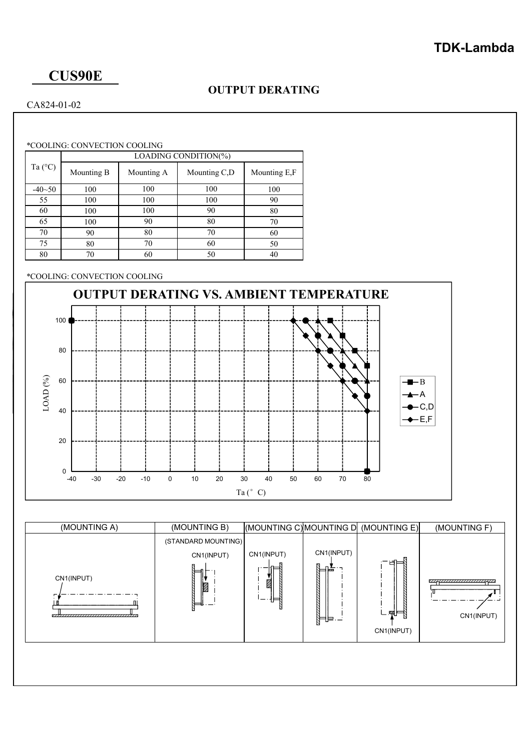# CUS90E

## OUTPUT DERATING

CA824-01-02

*COOLING: CONVECTION COOLING

| Ta (°C) | LOADING CONDITION(%) | | | |
|---|---|---|---|---|
| | Mounting B | Mounting A | Mounting C,D | Mounting E,F |
| -40~50 | 100 | 100 | 100 | 100 |
| 55 | 100 | 100 | 100 | 90 |
| 60 | 100 | 100 | 90 | 80 |
| 65 | 100 | 90 | 80 | 70 |
| 70 | 90 | 80 | 70 | 60 |
| 75 | 80 | 70 | 60 | 50 |
| 80 | 70 | 60 | 50 | 40 |

*COOLING: CONVECTION COOLING

**OUTPUT DERATING VS. AMBIENT TEMPERATURE**

LOAD (%)

Ta (° C)

B, A, C,D, E,F

| (MOUNTING A) | (MOUNTING B) | (MOUNTING C) | MOUNTING D | (MOUNTING E) | (MOUNTING F) |
|---|---|---|---|---|---|
| CN1(INPUT) | (STANDARD MOUNTING) CN1(INPUT) | CN1(INPUT) | CN1(INPUT) | CN1(INPUT) | CN1(INPUT) |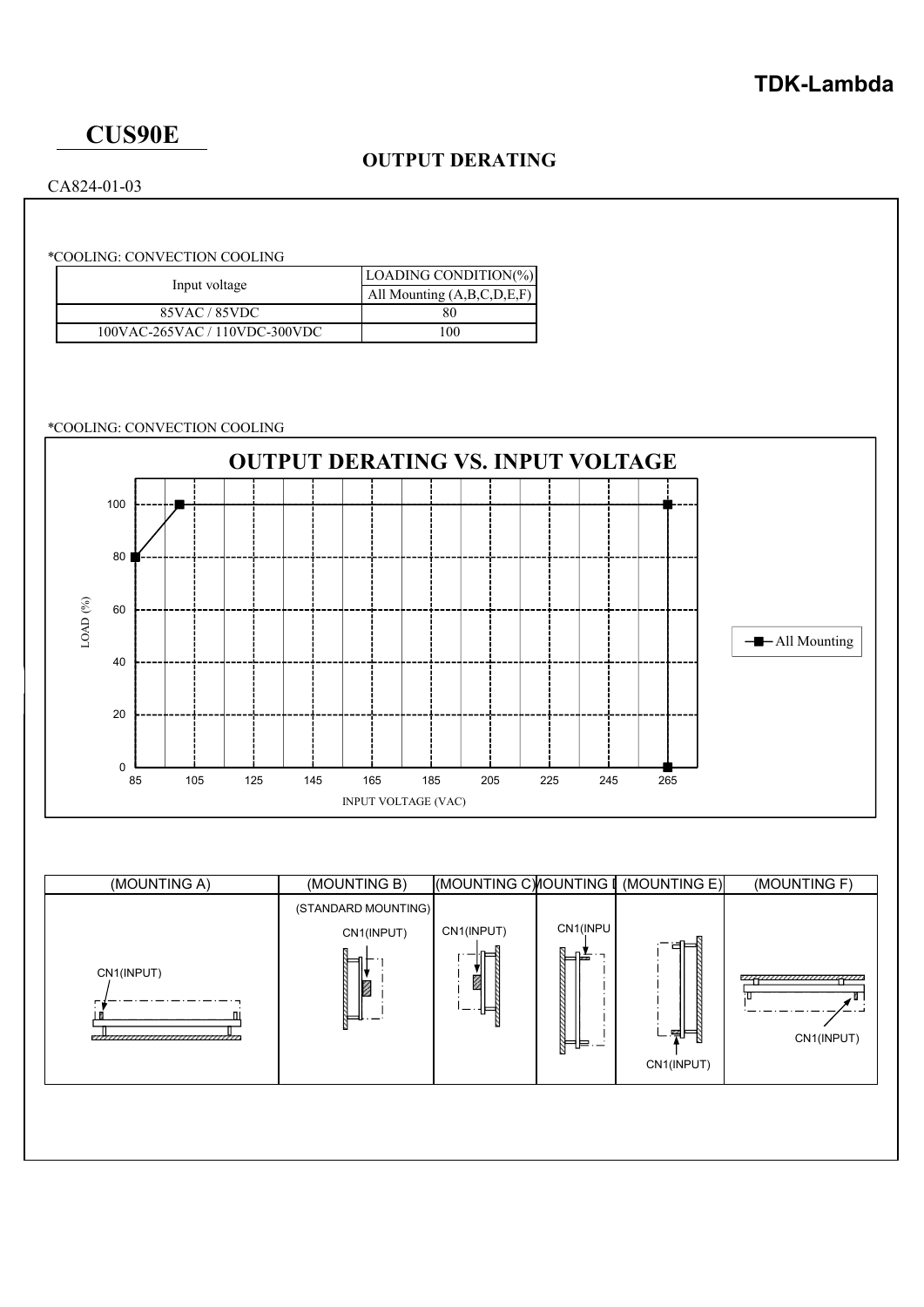TDK-Lambda

# CUS90E

## OUTPUT DERATING

CA824-01-03

*COOLING: CONVECTION COOLING

| Input voltage | LOADING CONDITION(%) |
|---|---|
| | All Mounting (A,B,C,D,E,F) |
| 85VAC / 85VDC | 80 |
| 100VAC-265VAC / 110VDC-300VDC | 100 |

*COOLING: CONVECTION COOLING

OUTPUT DERATING VS. INPUT VOLTAGE

LOAD (%)

100
80
60
40
20
0

85 105 125 145 165 185 205 225 245 265

INPUT VOLTAGE (VAC)

All Mounting

(MOUNTING A)
CN1(INPUT)

(MOUNTING B)
(STANDARD MOUNTING)
CN1(INPUT)

(MOUNTING C)
CN1(INPUT)

(MOUNTING D)
CN1(INPU

(MOUNTING E)
CN1(INPUT)

(MOUNTING F)
CN1(INPUT)